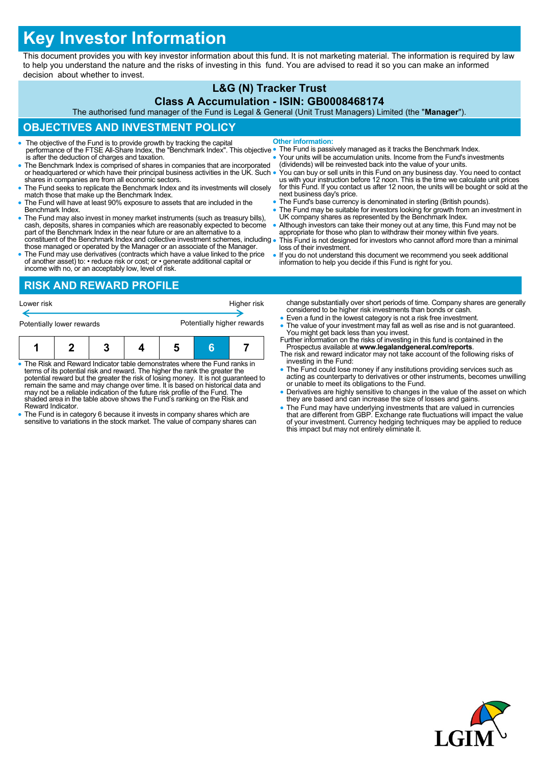# Key Investor Information

This document provides you with key investor information about this fund. It is not marketing material. The information is required by law to help you understand the nature and the risks of investing in this fund. You are advised to read it so you can make an informed decision about whether to invest.

## L&G (N) Tracker Trust

### Class A Accumulation - ISIN: GB0008468174

The authorised fund manager of the Fund is Legal & General (Unit Trust Managers) Limited (the "**Manager**").

## OBJECTIVES AND INVESTMENT POLICY

- The objective of the Fund is to provide growth by tracking the capital performance of the FTSE All-Share Index, the "Benchmark Index". This objective is after the deduction of charges and taxation.
- The Benchmark Index is comprised of shares in companies that are incorporated or headquartered or which have their principal business activities in the UK. Such shares in companies are from all economic sectors.
- The Fund seeks to replicate the Benchmark Index and its investments will closely match those that make up the Benchmark Index.
- The Fund will have at least 90% exposure to assets that are included in the Benchmark Index.
- The Fund may also invest in money market instruments (such as treasury bills), cash, deposits, shares in companies which are reasonably expected to become part of the Benchmark Index in the near future or are an alternative to a constituent of the Benchmark Index and collective investment schemes, including those managed or operated by the Manager or an associate of the Manager.
- The Fund may use derivatives (contracts which have a value linked to the price of another asset) to: • reduce risk or cost; or • generate additional capital or income with no, or an acceptably low, level of risk.

**Other information:**

- The Fund is passively managed as it tracks the Benchmark Index.
- Your units will be accumulation units. Income from the Fund's investments (dividends) will be reinvested back into the value of your units.
- You can buy or sell units in this Fund on any business day. You need to contact us with your instruction before 12 noon. This is the time we calculate unit prices for this Fund. If you contact us after 12 noon, the units will be bought or sold at the next business day's price.
- The Fund's base currency is denominated in sterling (British pounds).
- The Fund may be suitable for investors looking for growth from an investment in UK company shares as represented by the Benchmark Index.
- Although investors can take their money out at any time, this Fund may not be appropriate for those who plan to withdraw their money within five years.
- This Fund is not designed for investors who cannot afford more than a minimal loss of their investment.
- If you do not understand this document we recommend you seek additional information to help you decide if this Fund is right for you.

## RISK AND REWARD PROFILE

| Lower risk | | | | | | Higher risk |
|---|---|---|---|---|---|---|
| Potentially lower rewards | | | | | | Potentially higher rewards |
| 1 | 2 | 3 | 4 | 5 | **6** | 7 |

- The Risk and Reward Indicator table demonstrates where the Fund ranks in terms of its potential risk and reward. The higher the rank the greater the potential reward but the greater the risk of losing money. It is not guaranteed to remain the same and may change over time. It is based on historical data and may not be a reliable indication of the future risk profile of the Fund. The shaded area in the table above shows the Fund's ranking on the Risk and Reward Indicator.
- The Fund is in category 6 because it invests in company shares which are sensitive to variations in the stock market. The value of company shares can change substantially over short periods of time. Company shares are generally considered to be higher risk investments than bonds or cash.
- Even a fund in the lowest category is not a risk free investment.
- The value of your investment may fall as well as rise and is not guaranteed. You might get back less than you invest.

Further information on the risks of investing in this fund is contained in the Prospectus available at **www.legalandgeneral.com/reports**.

The risk and reward indicator may not take account of the following risks of investing in the Fund:

- The Fund could lose money if any institutions providing services such as acting as counterparty to derivatives or other instruments, becomes unwilling or unable to meet its obligations to the Fund.
- Derivatives are highly sensitive to changes in the value of the asset on which they are based and can increase the size of losses and gains.
- The Fund may have underlying investments that are valued in currencies that are different from GBP. Exchange rate fluctuations will impact the value of your investment. Currency hedging techniques may be applied to reduce this impact but may not entirely eliminate it.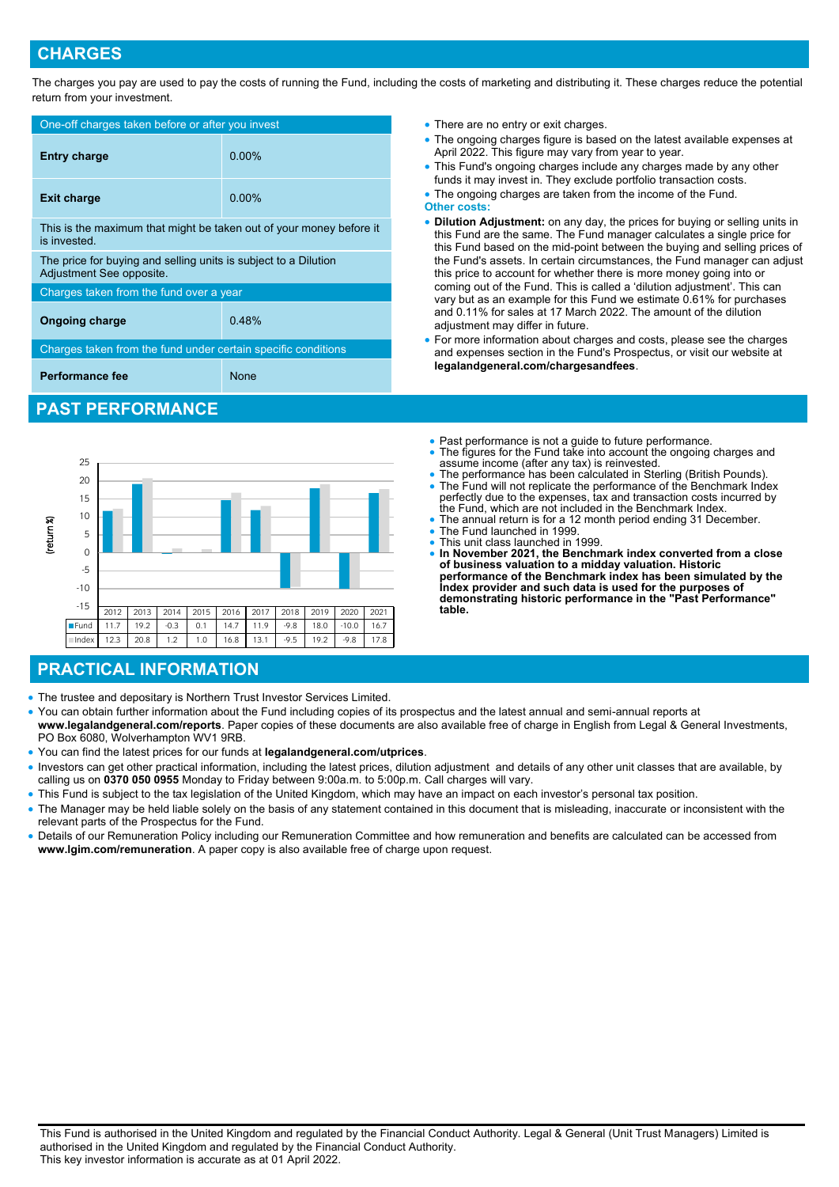## CHARGES

The charges you pay are used to pay the costs of running the Fund, including the costs of marketing and distributing it. These charges reduce the potential return from your investment.

| One-off charges taken before or after you invest | |
|---|---|
| **Entry charge** | 0.00% |
| **Exit charge** | 0.00% |
| This is the maximum that might be taken out of your money before it is invested. | |
| The price for buying and selling units is subject to a Dilution Adjustment See opposite. | |
| Charges taken from the fund over a year | |
| **Ongoing charge** | 0.48% |
| Charges taken from the fund under certain specific conditions | |
| **Performance fee** | None |

- There are no entry or exit charges.
- The ongoing charges figure is based on the latest available expenses at April 2022. This figure may vary from year to year.
- This Fund's ongoing charges include any charges made by any other funds it may invest in. They exclude portfolio transaction costs.
- The ongoing charges are taken from the income of the Fund.

**Other costs:**

- **Dilution Adjustment:** on any day, the prices for buying or selling units in this Fund are the same. The Fund manager calculates a single price for this Fund based on the mid-point between the buying and selling prices of the Fund's assets. In certain circumstances, the Fund manager can adjust this price to account for whether there is more money going into or coming out of the Fund. This is called a 'dilution adjustment'. This can vary but as an example for this Fund we estimate 0.61% for purchases and 0.11% for sales at 17 March 2022. The amount of the dilution adjustment may differ in future.
- For more information about charges and costs, please see the charges and expenses section in the Fund's Prospectus, or visit our website at **legalandgeneral.com/chargesandfees**.

## PAST PERFORMANCE

(return %)

25
20
15
10
5
0
-5
-10
-15

| | 2012 | 2013 | 2014 | 2015 | 2016 | 2017 | 2018 | 2019 | 2020 | 2021 |
|---|---|---|---|---|---|---|---|---|---|---|
| Fund | 11.7 | 19.2 | -0.3 | 0.1 | 14.7 | 11.9 | -9.8 | 18.0 | -10.0 | 16.7 |
| Index | 12.3 | 20.8 | 1.2 | 1.0 | 16.8 | 13.1 | -9.5 | 19.2 | -9.8 | 17.8 |

- Past performance is not a guide to future performance.
- The figures for the Fund take into account the ongoing charges and assume income (after any tax) is reinvested.
- The performance has been calculated in Sterling (British Pounds).
- The Fund will not replicate the performance of the Benchmark Index perfectly due to the expenses, tax and transaction costs incurred by the Fund, which are not included in the Benchmark Index.
- The annual return is for a 12 month period ending 31 December.
- The Fund launched in 1999.
- This unit class launched in 1999.
- **In November 2021, the Benchmark index converted from a close of business valuation to a midday valuation. Historic performance of the Benchmark index has been simulated by the Index provider and such data is used for the purposes of demonstrating historic performance in the "Past Performance" table.**

## PRACTICAL INFORMATION

- The trustee and depositary is Northern Trust Investor Services Limited.
- You can obtain further information about the Fund including copies of its prospectus and the latest annual and semi-annual reports at **www.legalandgeneral.com/reports**. Paper copies of these documents are also available free of charge in English from Legal & General Investments, PO Box 6080, Wolverhampton WV1 9RB.
- You can find the latest prices for our funds at **legalandgeneral.com/utprices**.
- Investors can get other practical information, including the latest prices, dilution adjustment and details of any other unit classes that are available, by calling us on **0370 050 0955** Monday to Friday between 9:00a.m. to 5:00p.m. Call charges will vary.
- This Fund is subject to the tax legislation of the United Kingdom, which may have an impact on each investor's personal tax position.
- The Manager may be held liable solely on the basis of any statement contained in this document that is misleading, inaccurate or inconsistent with the relevant parts of the Prospectus for the Fund.
- Details of our Remuneration Policy including our Remuneration Committee and how remuneration and benefits are calculated can be accessed from **www.lgim.com/remuneration**. A paper copy is also available free of charge upon request.

This Fund is authorised in the United Kingdom and regulated by the Financial Conduct Authority. Legal & General (Unit Trust Managers) Limited is authorised in the United Kingdom and regulated by the Financial Conduct Authority.
This key investor information is accurate as at 01 April 2022.